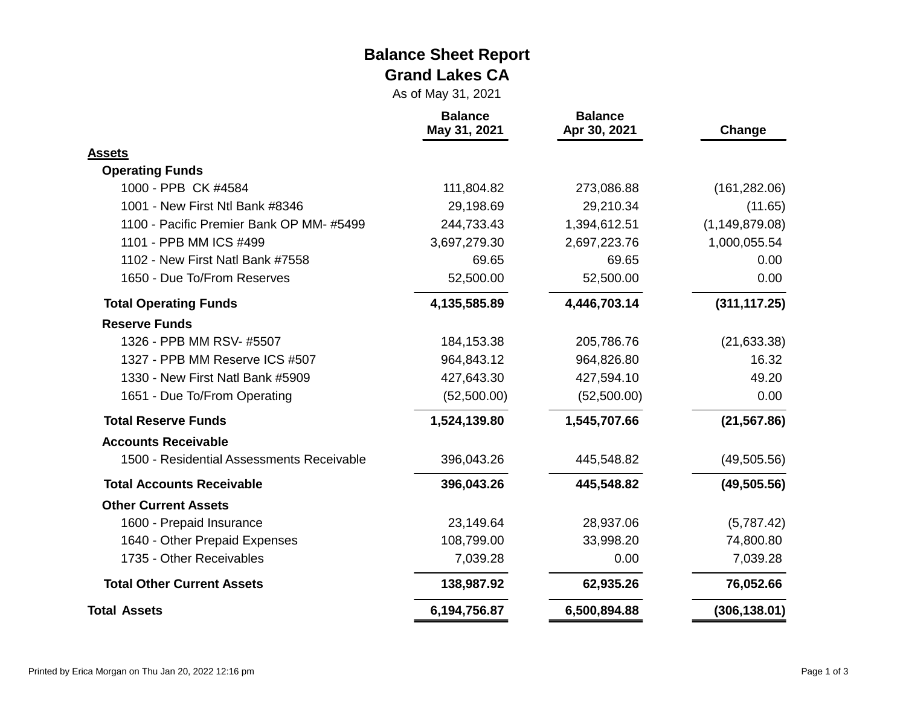# Balance Sheet Report

## Grand Lakes CA

As of May 31, 2021

| | Balance May 31, 2021 | Balance Apr 30, 2021 | Change |
|---|---|---|---|
| **Assets** | | | |
| **Operating Funds** | | | |
| 1000 - PPB CK #4584 | 111,804.82 | 273,086.88 | (161,282.06) |
| 1001 - New First Ntl Bank #8346 | 29,198.69 | 29,210.34 | (11.65) |
| 1100 - Pacific Premier Bank OP MM- #5499 | 244,733.43 | 1,394,612.51 | (1,149,879.08) |
| 1101 - PPB MM ICS #499 | 3,697,279.30 | 2,697,223.76 | 1,000,055.54 |
| 1102 - New First Natl Bank #7558 | 69.65 | 69.65 | 0.00 |
| 1650 - Due To/From Reserves | 52,500.00 | 52,500.00 | 0.00 |
| **Total Operating Funds** | **4,135,585.89** | **4,446,703.14** | **(311,117.25)** |
| **Reserve Funds** | | | |
| 1326 - PPB MM RSV- #5507 | 184,153.38 | 205,786.76 | (21,633.38) |
| 1327 - PPB MM Reserve ICS #507 | 964,843.12 | 964,826.80 | 16.32 |
| 1330 - New First Natl Bank #5909 | 427,643.30 | 427,594.10 | 49.20 |
| 1651 - Due To/From Operating | (52,500.00) | (52,500.00) | 0.00 |
| **Total Reserve Funds** | **1,524,139.80** | **1,545,707.66** | **(21,567.86)** |
| **Accounts Receivable** | | | |
| 1500 - Residential Assessments Receivable | 396,043.26 | 445,548.82 | (49,505.56) |
| **Total Accounts Receivable** | **396,043.26** | **445,548.82** | **(49,505.56)** |
| **Other Current Assets** | | | |
| 1600 - Prepaid Insurance | 23,149.64 | 28,937.06 | (5,787.42) |
| 1640 - Other Prepaid Expenses | 108,799.00 | 33,998.20 | 74,800.80 |
| 1735 - Other Receivables | 7,039.28 | 0.00 | 7,039.28 |
| **Total Other Current Assets** | **138,987.92** | **62,935.26** | **76,052.66** |
| **Total Assets** | **6,194,756.87** | **6,500,894.88** | **(306,138.01)** |

Printed by Erica Morgan on Thu Jan 20, 2022 12:16 pm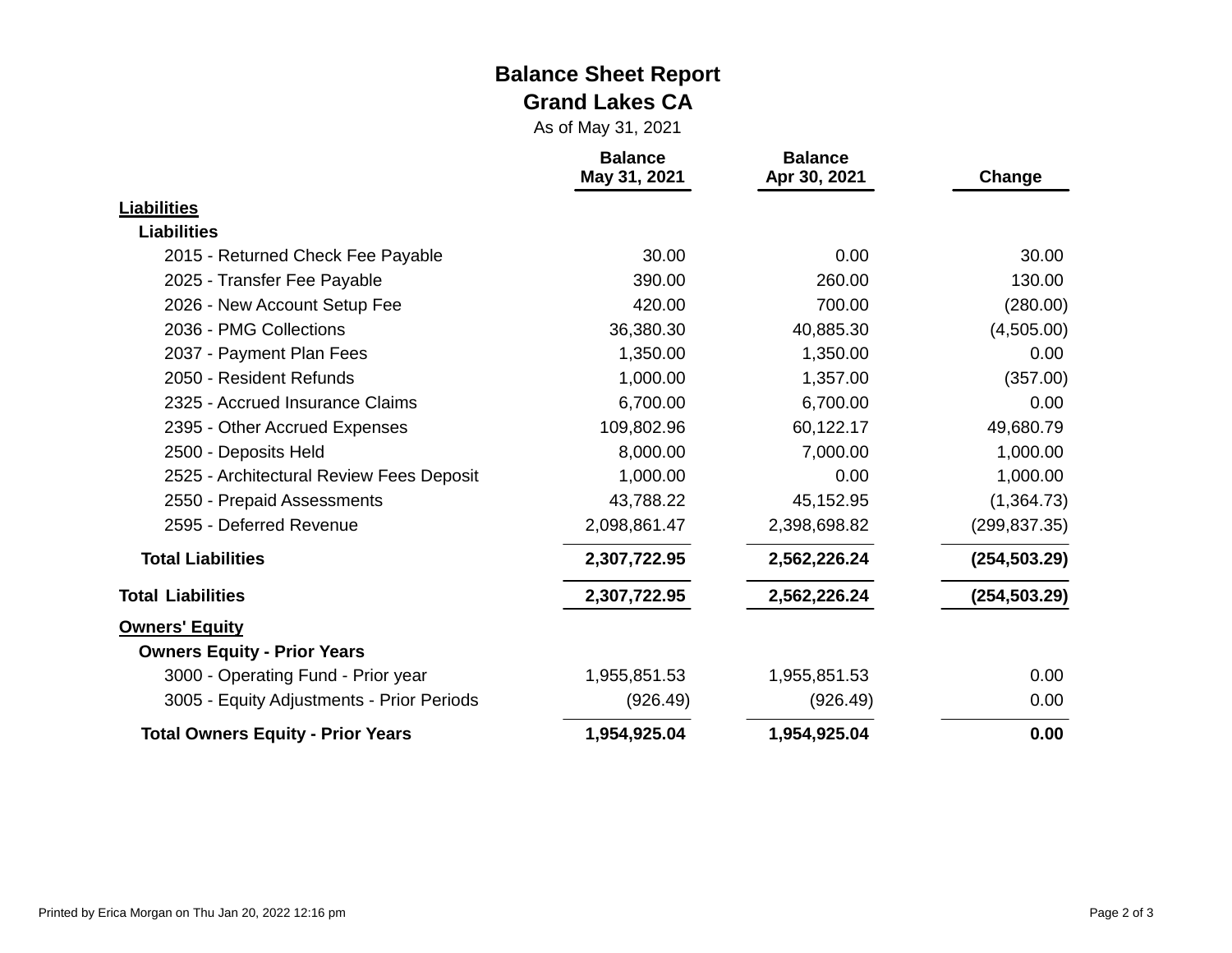# Balance Sheet Report

## Grand Lakes CA

As of May 31, 2021

| | Balance May 31, 2021 | Balance Apr 30, 2021 | Change |
|---|---|---|---|
| **Liabilities** | | | |
| **Liabilities** | | | |
| 2015 - Returned Check Fee Payable | 30.00 | 0.00 | 30.00 |
| 2025 - Transfer Fee Payable | 390.00 | 260.00 | 130.00 |
| 2026 - New Account Setup Fee | 420.00 | 700.00 | (280.00) |
| 2036 - PMG Collections | 36,380.30 | 40,885.30 | (4,505.00) |
| 2037 - Payment Plan Fees | 1,350.00 | 1,350.00 | 0.00 |
| 2050 - Resident Refunds | 1,000.00 | 1,357.00 | (357.00) |
| 2325 - Accrued Insurance Claims | 6,700.00 | 6,700.00 | 0.00 |
| 2395 - Other Accrued Expenses | 109,802.96 | 60,122.17 | 49,680.79 |
| 2500 - Deposits Held | 8,000.00 | 7,000.00 | 1,000.00 |
| 2525 - Architectural Review Fees Deposit | 1,000.00 | 0.00 | 1,000.00 |
| 2550 - Prepaid Assessments | 43,788.22 | 45,152.95 | (1,364.73) |
| 2595 - Deferred Revenue | 2,098,861.47 | 2,398,698.82 | (299,837.35) |
| **Total Liabilities** | **2,307,722.95** | **2,562,226.24** | **(254,503.29)** |
| **Total Liabilities** | **2,307,722.95** | **2,562,226.24** | **(254,503.29)** |
| **Owners' Equity** | | | |
| **Owners Equity - Prior Years** | | | |
| 3000 - Operating Fund - Prior year | 1,955,851.53 | 1,955,851.53 | 0.00 |
| 3005 - Equity Adjustments - Prior Periods | (926.49) | (926.49) | 0.00 |
| **Total Owners Equity - Prior Years** | **1,954,925.04** | **1,954,925.04** | **0.00** |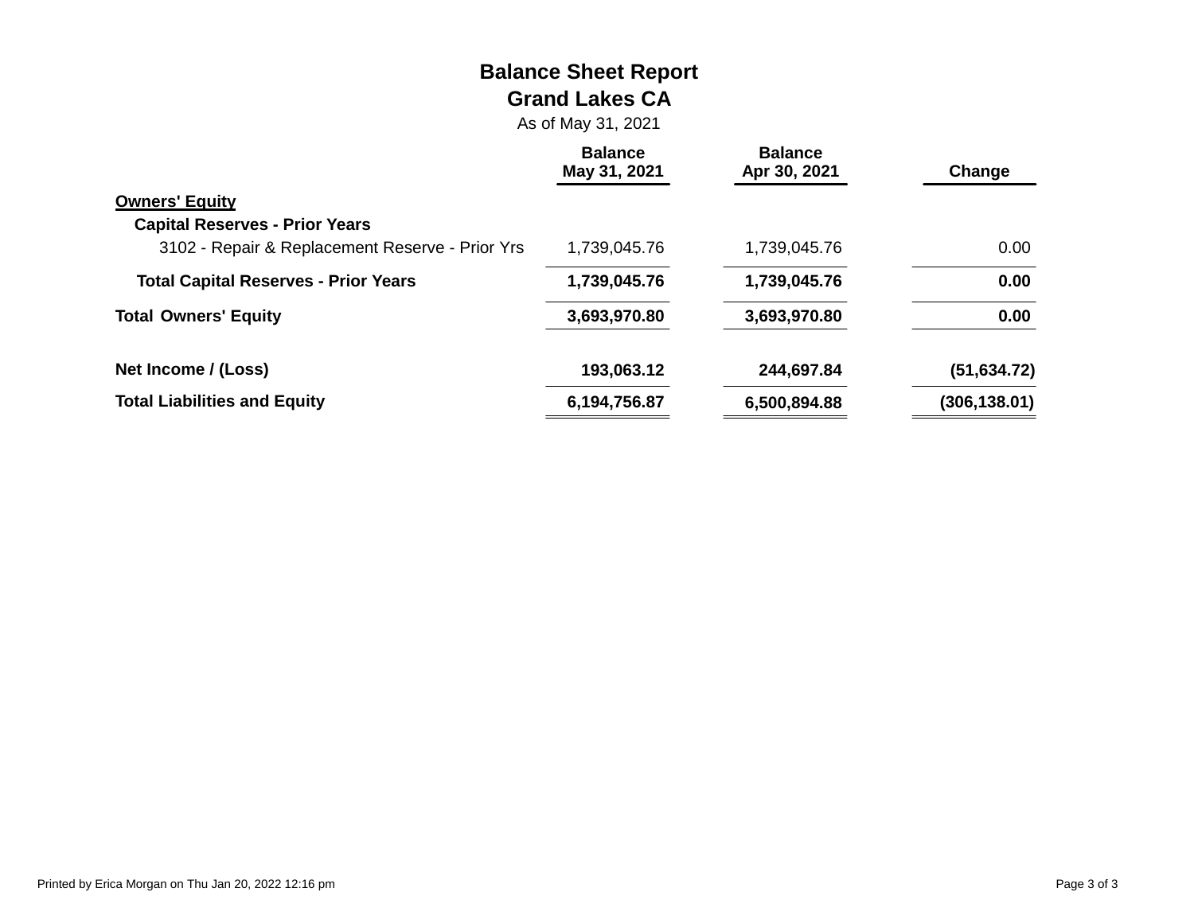# Balance Sheet Report

## Grand Lakes CA

As of May 31, 2021

| | Balance May 31, 2021 | Balance Apr 30, 2021 | Change |
|---|---|---|---|
| **Owners' Equity** | | | |
| **Capital Reserves - Prior Years** | | | |
| 3102 - Repair & Replacement Reserve - Prior Yrs | 1,739,045.76 | 1,739,045.76 | 0.00 |
| **Total Capital Reserves - Prior Years** | **1,739,045.76** | **1,739,045.76** | **0.00** |
| **Total Owners' Equity** | **3,693,970.80** | **3,693,970.80** | **0.00** |
| **Net Income / (Loss)** | **193,063.12** | **244,697.84** | **(51,634.72)** |
| **Total Liabilities and Equity** | **6,194,756.87** | **6,500,894.88** | **(306,138.01)** |

Printed by Erica Morgan on Thu Jan 20, 2022 12:16 pm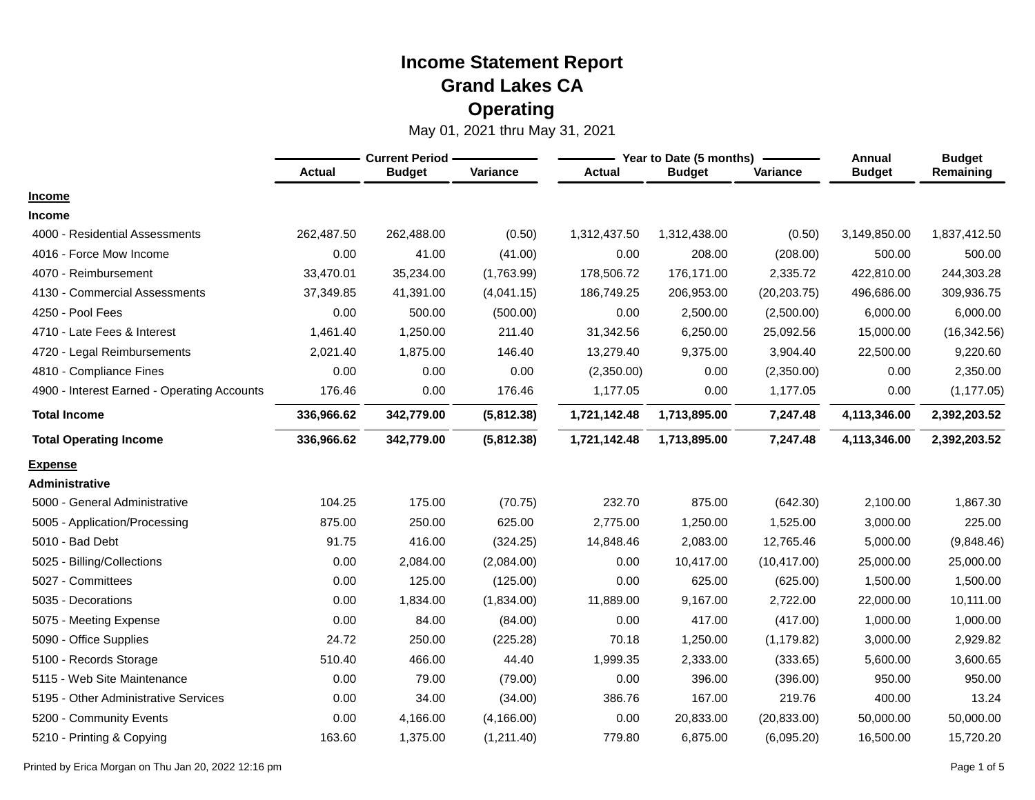# Income Statement Report
## Grand Lakes CA
## Operating

May 01, 2021 thru May 31, 2021

| | Current Period | | | Year to Date (5 months) | | | Annual | Budget |
|---|---|---|---|---|---|---|---|---|
| | Actual | Budget | Variance | Actual | Budget | Variance | Budget | Remaining |
| **Income** | | | | | | | | |
| **Income** | | | | | | | | |
| 4000 - Residential Assessments | 262,487.50 | 262,488.00 | (0.50) | 1,312,437.50 | 1,312,438.00 | (0.50) | 3,149,850.00 | 1,837,412.50 |
| 4016 - Force Mow Income | 0.00 | 41.00 | (41.00) | 0.00 | 208.00 | (208.00) | 500.00 | 500.00 |
| 4070 - Reimbursement | 33,470.01 | 35,234.00 | (1,763.99) | 178,506.72 | 176,171.00 | 2,335.72 | 422,810.00 | 244,303.28 |
| 4130 - Commercial Assessments | 37,349.85 | 41,391.00 | (4,041.15) | 186,749.25 | 206,953.00 | (20,203.75) | 496,686.00 | 309,936.75 |
| 4250 - Pool Fees | 0.00 | 500.00 | (500.00) | 0.00 | 2,500.00 | (2,500.00) | 6,000.00 | 6,000.00 |
| 4710 - Late Fees & Interest | 1,461.40 | 1,250.00 | 211.40 | 31,342.56 | 6,250.00 | 25,092.56 | 15,000.00 | (16,342.56) |
| 4720 - Legal Reimbursements | 2,021.40 | 1,875.00 | 146.40 | 13,279.40 | 9,375.00 | 3,904.40 | 22,500.00 | 9,220.60 |
| 4810 - Compliance Fines | 0.00 | 0.00 | 0.00 | (2,350.00) | 0.00 | (2,350.00) | 0.00 | 2,350.00 |
| 4900 - Interest Earned - Operating Accounts | 176.46 | 0.00 | 176.46 | 1,177.05 | 0.00 | 1,177.05 | 0.00 | (1,177.05) |
| **Total Income** | **336,966.62** | **342,779.00** | **(5,812.38)** | **1,721,142.48** | **1,713,895.00** | **7,247.48** | **4,113,346.00** | **2,392,203.52** |
| **Total Operating Income** | **336,966.62** | **342,779.00** | **(5,812.38)** | **1,721,142.48** | **1,713,895.00** | **7,247.48** | **4,113,346.00** | **2,392,203.52** |
| **Expense** | | | | | | | | |
| **Administrative** | | | | | | | | |
| 5000 - General Administrative | 104.25 | 175.00 | (70.75) | 232.70 | 875.00 | (642.30) | 2,100.00 | 1,867.30 |
| 5005 - Application/Processing | 875.00 | 250.00 | 625.00 | 2,775.00 | 1,250.00 | 1,525.00 | 3,000.00 | 225.00 |
| 5010 - Bad Debt | 91.75 | 416.00 | (324.25) | 14,848.46 | 2,083.00 | 12,765.46 | 5,000.00 | (9,848.46) |
| 5025 - Billing/Collections | 0.00 | 2,084.00 | (2,084.00) | 0.00 | 10,417.00 | (10,417.00) | 25,000.00 | 25,000.00 |
| 5027 - Committees | 0.00 | 125.00 | (125.00) | 0.00 | 625.00 | (625.00) | 1,500.00 | 1,500.00 |
| 5035 - Decorations | 0.00 | 1,834.00 | (1,834.00) | 11,889.00 | 9,167.00 | 2,722.00 | 22,000.00 | 10,111.00 |
| 5075 - Meeting Expense | 0.00 | 84.00 | (84.00) | 0.00 | 417.00 | (417.00) | 1,000.00 | 1,000.00 |
| 5090 - Office Supplies | 24.72 | 250.00 | (225.28) | 70.18 | 1,250.00 | (1,179.82) | 3,000.00 | 2,929.82 |
| 5100 - Records Storage | 510.40 | 466.00 | 44.40 | 1,999.35 | 2,333.00 | (333.65) | 5,600.00 | 3,600.65 |
| 5115 - Web Site Maintenance | 0.00 | 79.00 | (79.00) | 0.00 | 396.00 | (396.00) | 950.00 | 950.00 |
| 5195 - Other Administrative Services | 0.00 | 34.00 | (34.00) | 386.76 | 167.00 | 219.76 | 400.00 | 13.24 |
| 5200 - Community Events | 0.00 | 4,166.00 | (4,166.00) | 0.00 | 20,833.00 | (20,833.00) | 50,000.00 | 50,000.00 |
| 5210 - Printing & Copying | 163.60 | 1,375.00 | (1,211.40) | 779.80 | 6,875.00 | (6,095.20) | 16,500.00 | 15,720.20 |

Printed by Erica Morgan on Thu Jan 20, 2022 12:16 pm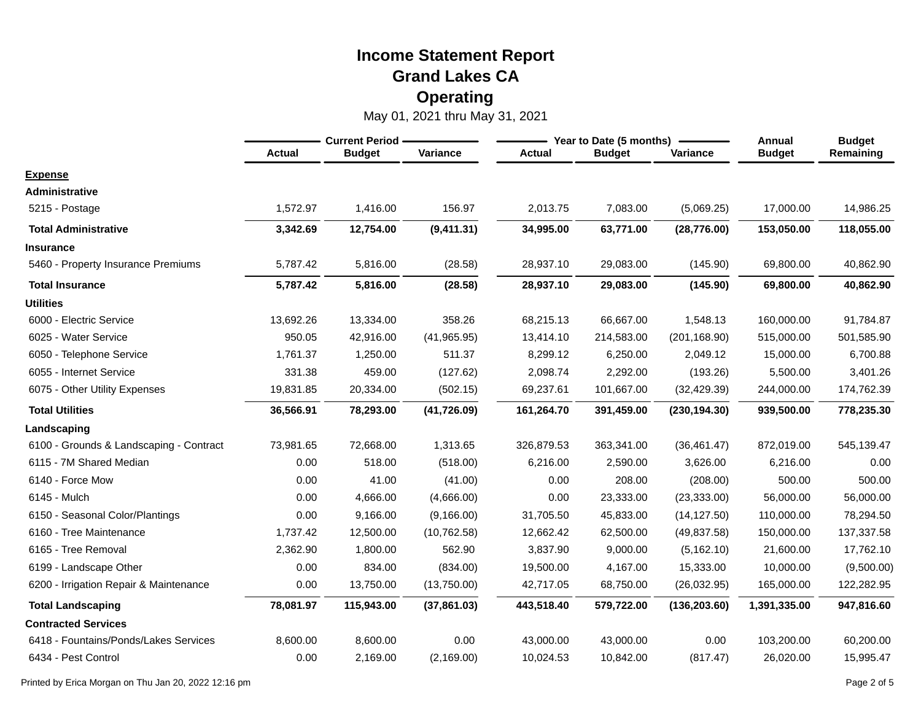# Income Statement Report
## Grand Lakes CA
## Operating

May 01, 2021 thru May 31, 2021

| | Current Period | | | Year to Date (5 months) | | | Annual | Budget |
|---|---|---|---|---|---|---|---|---|
| | Actual | Budget | Variance | Actual | Budget | Variance | Budget | Remaining |
| **Expense** | | | | | | | | |
| **Administrative** | | | | | | | | |
| 5215 - Postage | 1,572.97 | 1,416.00 | 156.97 | 2,013.75 | 7,083.00 | (5,069.25) | 17,000.00 | 14,986.25 |
| **Total Administrative** | **3,342.69** | **12,754.00** | **(9,411.31)** | **34,995.00** | **63,771.00** | **(28,776.00)** | **153,050.00** | **118,055.00** |
| **Insurance** | | | | | | | | |
| 5460 - Property Insurance Premiums | 5,787.42 | 5,816.00 | (28.58) | 28,937.10 | 29,083.00 | (145.90) | 69,800.00 | 40,862.90 |
| **Total Insurance** | **5,787.42** | **5,816.00** | **(28.58)** | **28,937.10** | **29,083.00** | **(145.90)** | **69,800.00** | **40,862.90** |
| **Utilities** | | | | | | | | |
| 6000 - Electric Service | 13,692.26 | 13,334.00 | 358.26 | 68,215.13 | 66,667.00 | 1,548.13 | 160,000.00 | 91,784.87 |
| 6025 - Water Service | 950.05 | 42,916.00 | (41,965.95) | 13,414.10 | 214,583.00 | (201,168.90) | 515,000.00 | 501,585.90 |
| 6050 - Telephone Service | 1,761.37 | 1,250.00 | 511.37 | 8,299.12 | 6,250.00 | 2,049.12 | 15,000.00 | 6,700.88 |
| 6055 - Internet Service | 331.38 | 459.00 | (127.62) | 2,098.74 | 2,292.00 | (193.26) | 5,500.00 | 3,401.26 |
| 6075 - Other Utility Expenses | 19,831.85 | 20,334.00 | (502.15) | 69,237.61 | 101,667.00 | (32,429.39) | 244,000.00 | 174,762.39 |
| **Total Utilities** | **36,566.91** | **78,293.00** | **(41,726.09)** | **161,264.70** | **391,459.00** | **(230,194.30)** | **939,500.00** | **778,235.30** |
| **Landscaping** | | | | | | | | |
| 6100 - Grounds & Landscaping - Contract | 73,981.65 | 72,668.00 | 1,313.65 | 326,879.53 | 363,341.00 | (36,461.47) | 872,019.00 | 545,139.47 |
| 6115 - 7M Shared Median | 0.00 | 518.00 | (518.00) | 6,216.00 | 2,590.00 | 3,626.00 | 6,216.00 | 0.00 |
| 6140 - Force Mow | 0.00 | 41.00 | (41.00) | 0.00 | 208.00 | (208.00) | 500.00 | 500.00 |
| 6145 - Mulch | 0.00 | 4,666.00 | (4,666.00) | 0.00 | 23,333.00 | (23,333.00) | 56,000.00 | 56,000.00 |
| 6150 - Seasonal Color/Plantings | 0.00 | 9,166.00 | (9,166.00) | 31,705.50 | 45,833.00 | (14,127.50) | 110,000.00 | 78,294.50 |
| 6160 - Tree Maintenance | 1,737.42 | 12,500.00 | (10,762.58) | 12,662.42 | 62,500.00 | (49,837.58) | 150,000.00 | 137,337.58 |
| 6165 - Tree Removal | 2,362.90 | 1,800.00 | 562.90 | 3,837.90 | 9,000.00 | (5,162.10) | 21,600.00 | 17,762.10 |
| 6199 - Landscape Other | 0.00 | 834.00 | (834.00) | 19,500.00 | 4,167.00 | 15,333.00 | 10,000.00 | (9,500.00) |
| 6200 - Irrigation Repair & Maintenance | 0.00 | 13,750.00 | (13,750.00) | 42,717.05 | 68,750.00 | (26,032.95) | 165,000.00 | 122,282.95 |
| **Total Landscaping** | **78,081.97** | **115,943.00** | **(37,861.03)** | **443,518.40** | **579,722.00** | **(136,203.60)** | **1,391,335.00** | **947,816.60** |
| **Contracted Services** | | | | | | | | |
| 6418 - Fountains/Ponds/Lakes Services | 8,600.00 | 8,600.00 | 0.00 | 43,000.00 | 43,000.00 | 0.00 | 103,200.00 | 60,200.00 |
| 6434 - Pest Control | 0.00 | 2,169.00 | (2,169.00) | 10,024.53 | 10,842.00 | (817.47) | 26,020.00 | 15,995.47 |

Printed by Erica Morgan on Thu Jan 20, 2022 12:16 pm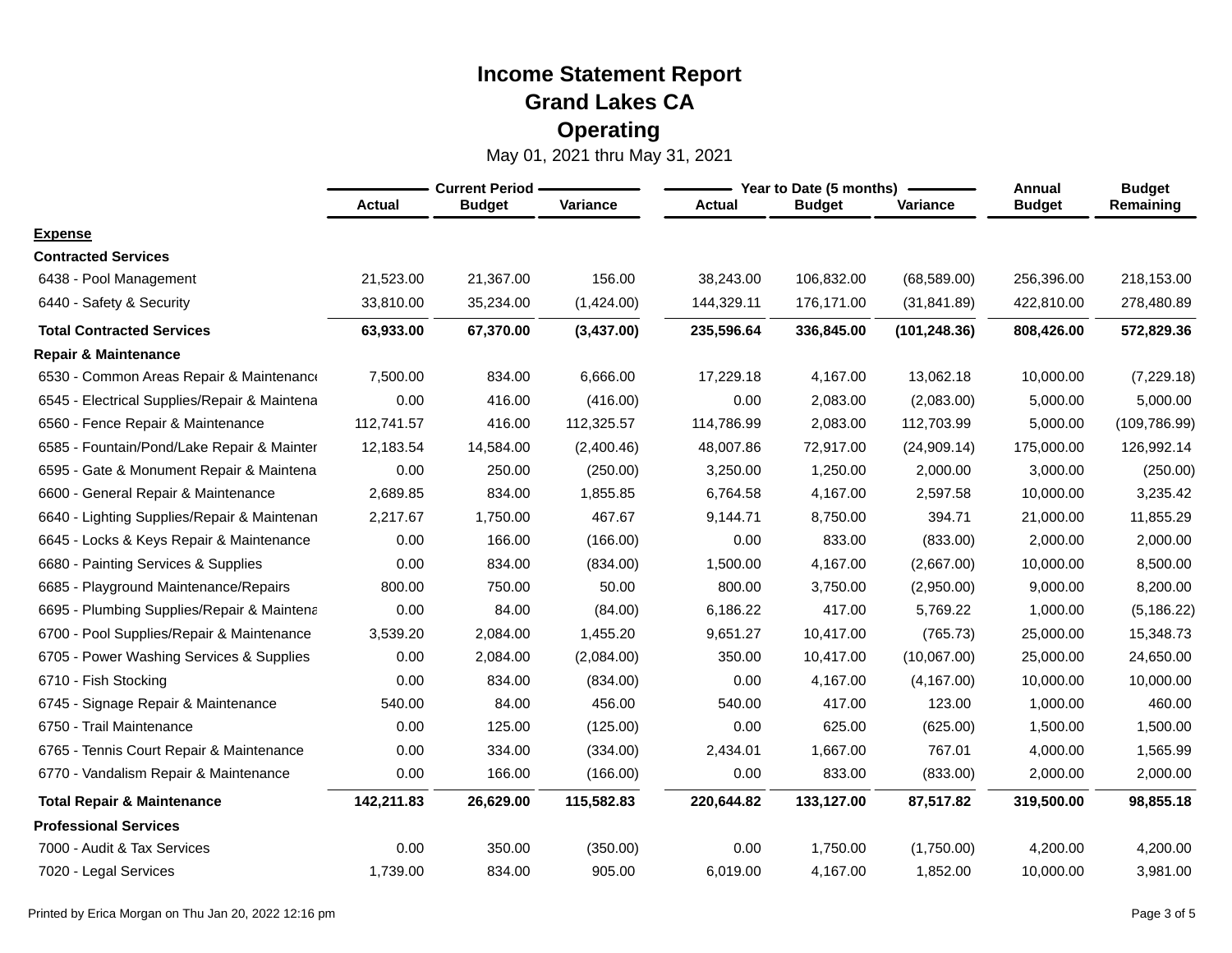# Income Statement Report
## Grand Lakes CA
## Operating

May 01, 2021 thru May 31, 2021

| | Current Period | | | Year to Date (5 months) | | | Annual | Budget |
|---|---|---|---|---|---|---|---|---|
| | Actual | Budget | Variance | Actual | Budget | Variance | Budget | Remaining |
| **Expense** | | | | | | | | |
| **Contracted Services** | | | | | | | | |
| 6438 - Pool Management | 21,523.00 | 21,367.00 | 156.00 | 38,243.00 | 106,832.00 | (68,589.00) | 256,396.00 | 218,153.00 |
| 6440 - Safety & Security | 33,810.00 | 35,234.00 | (1,424.00) | 144,329.11 | 176,171.00 | (31,841.89) | 422,810.00 | 278,480.89 |
| **Total Contracted Services** | **63,933.00** | **67,370.00** | **(3,437.00)** | **235,596.64** | **336,845.00** | **(101,248.36)** | **808,426.00** | **572,829.36** |
| **Repair & Maintenance** | | | | | | | | |
| 6530 - Common Areas Repair & Maintenance | 7,500.00 | 834.00 | 6,666.00 | 17,229.18 | 4,167.00 | 13,062.18 | 10,000.00 | (7,229.18) |
| 6545 - Electrical Supplies/Repair & Maintena | 0.00 | 416.00 | (416.00) | 0.00 | 2,083.00 | (2,083.00) | 5,000.00 | 5,000.00 |
| 6560 - Fence Repair & Maintenance | 112,741.57 | 416.00 | 112,325.57 | 114,786.99 | 2,083.00 | 112,703.99 | 5,000.00 | (109,786.99) |
| 6585 - Fountain/Pond/Lake Repair & Mainter | 12,183.54 | 14,584.00 | (2,400.46) | 48,007.86 | 72,917.00 | (24,909.14) | 175,000.00 | 126,992.14 |
| 6595 - Gate & Monument Repair & Maintena | 0.00 | 250.00 | (250.00) | 3,250.00 | 1,250.00 | 2,000.00 | 3,000.00 | (250.00) |
| 6600 - General Repair & Maintenance | 2,689.85 | 834.00 | 1,855.85 | 6,764.58 | 4,167.00 | 2,597.58 | 10,000.00 | 3,235.42 |
| 6640 - Lighting Supplies/Repair & Maintenan | 2,217.67 | 1,750.00 | 467.67 | 9,144.71 | 8,750.00 | 394.71 | 21,000.00 | 11,855.29 |
| 6645 - Locks & Keys Repair & Maintenance | 0.00 | 166.00 | (166.00) | 0.00 | 833.00 | (833.00) | 2,000.00 | 2,000.00 |
| 6680 - Painting Services & Supplies | 0.00 | 834.00 | (834.00) | 1,500.00 | 4,167.00 | (2,667.00) | 10,000.00 | 8,500.00 |
| 6685 - Playground Maintenance/Repairs | 800.00 | 750.00 | 50.00 | 800.00 | 3,750.00 | (2,950.00) | 9,000.00 | 8,200.00 |
| 6695 - Plumbing Supplies/Repair & Maintena | 0.00 | 84.00 | (84.00) | 6,186.22 | 417.00 | 5,769.22 | 1,000.00 | (5,186.22) |
| 6700 - Pool Supplies/Repair & Maintenance | 3,539.20 | 2,084.00 | 1,455.20 | 9,651.27 | 10,417.00 | (765.73) | 25,000.00 | 15,348.73 |
| 6705 - Power Washing Services & Supplies | 0.00 | 2,084.00 | (2,084.00) | 350.00 | 10,417.00 | (10,067.00) | 25,000.00 | 24,650.00 |
| 6710 - Fish Stocking | 0.00 | 834.00 | (834.00) | 0.00 | 4,167.00 | (4,167.00) | 10,000.00 | 10,000.00 |
| 6745 - Signage Repair & Maintenance | 540.00 | 84.00 | 456.00 | 540.00 | 417.00 | 123.00 | 1,000.00 | 460.00 |
| 6750 - Trail Maintenance | 0.00 | 125.00 | (125.00) | 0.00 | 625.00 | (625.00) | 1,500.00 | 1,500.00 |
| 6765 - Tennis Court Repair & Maintenance | 0.00 | 334.00 | (334.00) | 2,434.01 | 1,667.00 | 767.01 | 4,000.00 | 1,565.99 |
| 6770 - Vandalism Repair & Maintenance | 0.00 | 166.00 | (166.00) | 0.00 | 833.00 | (833.00) | 2,000.00 | 2,000.00 |
| **Total Repair & Maintenance** | **142,211.83** | **26,629.00** | **115,582.83** | **220,644.82** | **133,127.00** | **87,517.82** | **319,500.00** | **98,855.18** |
| **Professional Services** | | | | | | | | |
| 7000 - Audit & Tax Services | 0.00 | 350.00 | (350.00) | 0.00 | 1,750.00 | (1,750.00) | 4,200.00 | 4,200.00 |
| 7020 - Legal Services | 1,739.00 | 834.00 | 905.00 | 6,019.00 | 4,167.00 | 1,852.00 | 10,000.00 | 3,981.00 |

Printed by Erica Morgan on Thu Jan 20, 2022 12:16 pm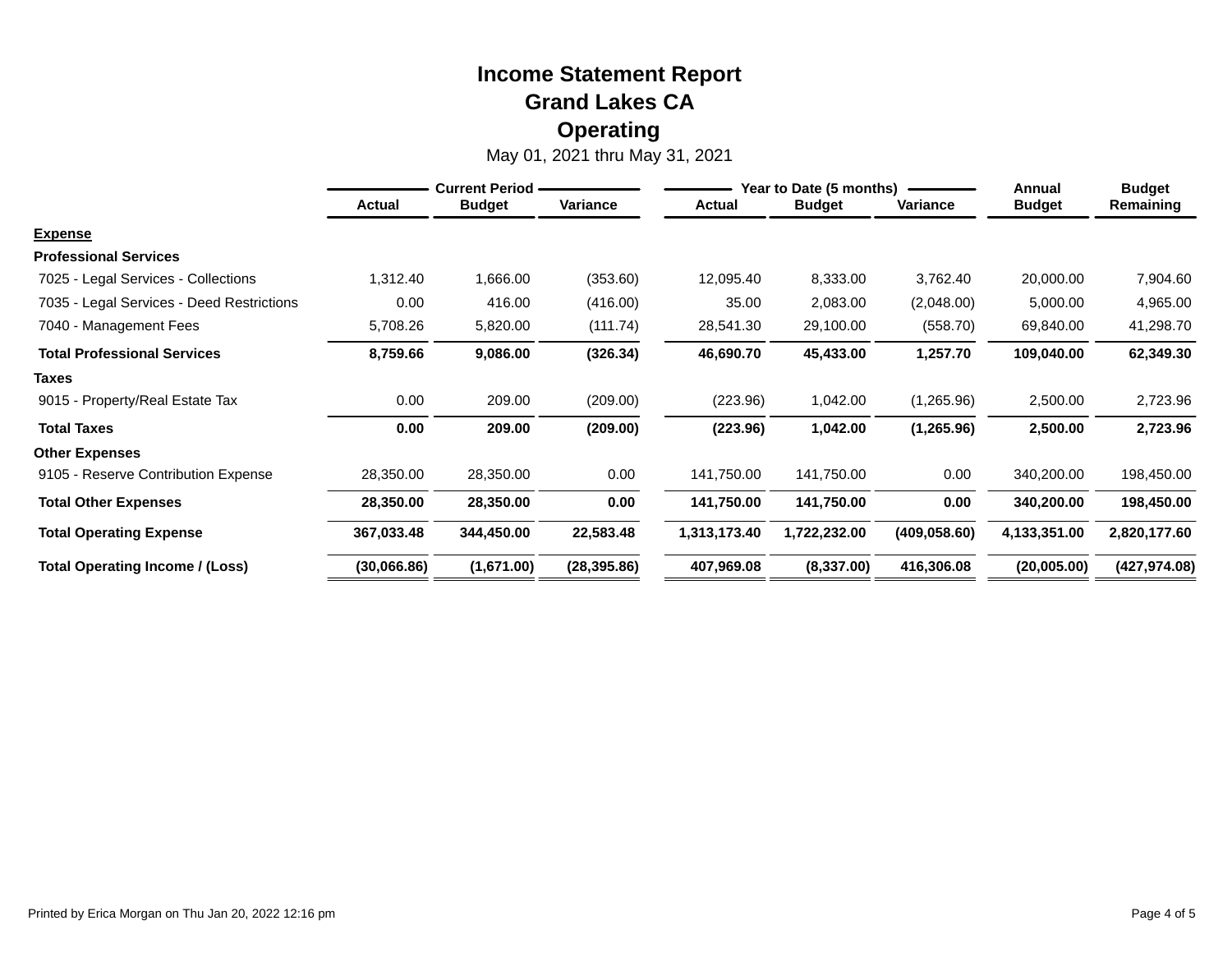# Income Statement Report
## Grand Lakes CA
## Operating

May 01, 2021 thru May 31, 2021

| | Current Period | | | Year to Date (5 months) | | | Annual | Budget |
|---|---|---|---|---|---|---|---|---|
| | Actual | Budget | Variance | Actual | Budget | Variance | Budget | Remaining |
| **Expense** | | | | | | | | |
| **Professional Services** | | | | | | | | |
| 7025 - Legal Services - Collections | 1,312.40 | 1,666.00 | (353.60) | 12,095.40 | 8,333.00 | 3,762.40 | 20,000.00 | 7,904.60 |
| 7035 - Legal Services - Deed Restrictions | 0.00 | 416.00 | (416.00) | 35.00 | 2,083.00 | (2,048.00) | 5,000.00 | 4,965.00 |
| 7040 - Management Fees | 5,708.26 | 5,820.00 | (111.74) | 28,541.30 | 29,100.00 | (558.70) | 69,840.00 | 41,298.70 |
| **Total Professional Services** | **8,759.66** | **9,086.00** | **(326.34)** | **46,690.70** | **45,433.00** | **1,257.70** | **109,040.00** | **62,349.30** |
| **Taxes** | | | | | | | | |
| 9015 - Property/Real Estate Tax | 0.00 | 209.00 | (209.00) | (223.96) | 1,042.00 | (1,265.96) | 2,500.00 | 2,723.96 |
| **Total Taxes** | **0.00** | **209.00** | **(209.00)** | **(223.96)** | **1,042.00** | **(1,265.96)** | **2,500.00** | **2,723.96** |
| **Other Expenses** | | | | | | | | |
| 9105 - Reserve Contribution Expense | 28,350.00 | 28,350.00 | 0.00 | 141,750.00 | 141,750.00 | 0.00 | 340,200.00 | 198,450.00 |
| **Total Other Expenses** | **28,350.00** | **28,350.00** | **0.00** | **141,750.00** | **141,750.00** | **0.00** | **340,200.00** | **198,450.00** |
| **Total Operating Expense** | **367,033.48** | **344,450.00** | **22,583.48** | **1,313,173.40** | **1,722,232.00** | **(409,058.60)** | **4,133,351.00** | **2,820,177.60** |
| **Total Operating Income / (Loss)** | **(30,066.86)** | **(1,671.00)** | **(28,395.86)** | **407,969.08** | **(8,337.00)** | **416,306.08** | **(20,005.00)** | **(427,974.08)** |

Printed by Erica Morgan on Thu Jan 20, 2022 12:16 pm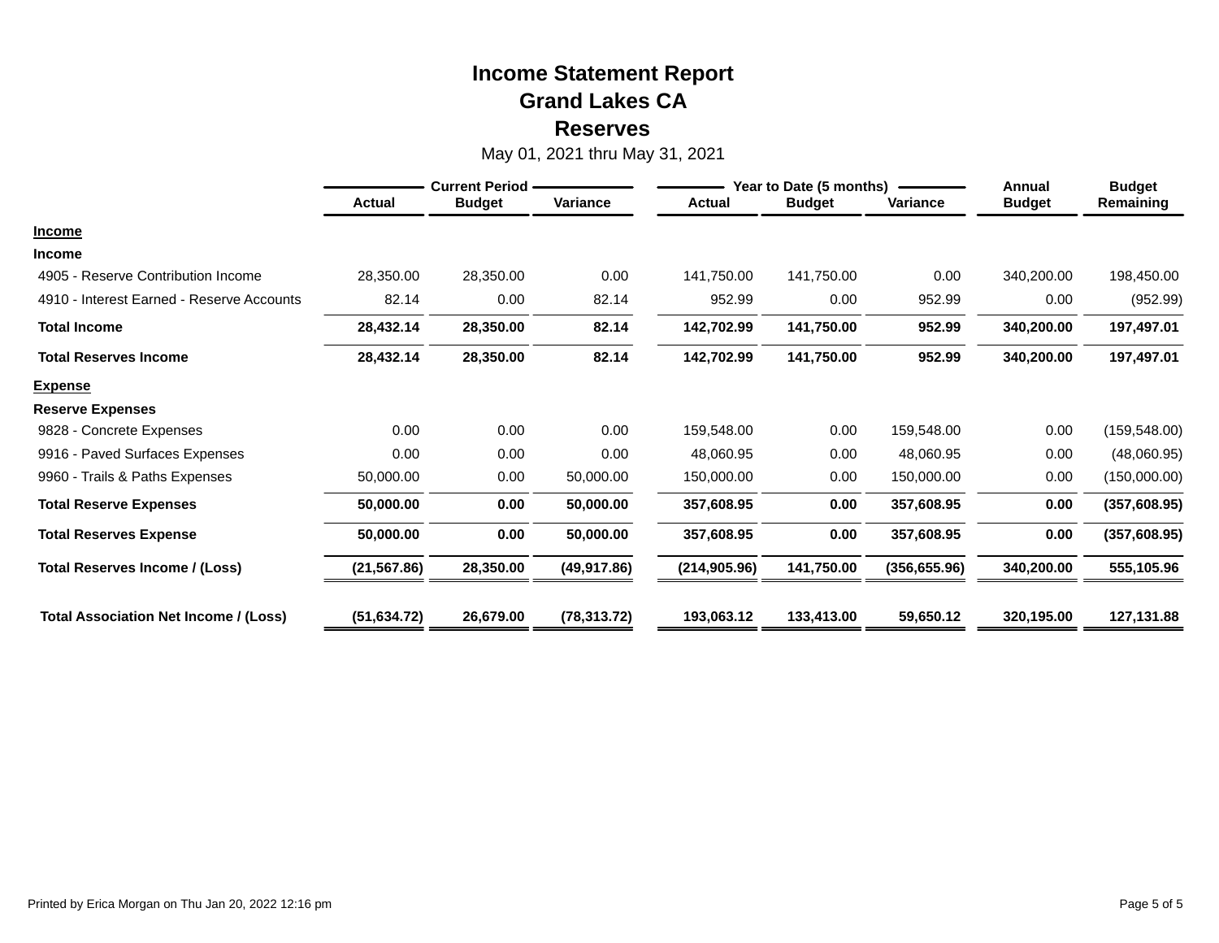# Income Statement Report
## Grand Lakes CA
## Reserves

May 01, 2021 thru May 31, 2021

| | Current Period | | | Year to Date (5 months) | | | Annual | Budget |
|---|---|---|---|---|---|---|---|---|
| | Actual | Budget | Variance | Actual | Budget | Variance | Budget | Remaining |
| **Income** | | | | | | | | |
| **Income** | | | | | | | | |
| 4905 - Reserve Contribution Income | 28,350.00 | 28,350.00 | 0.00 | 141,750.00 | 141,750.00 | 0.00 | 340,200.00 | 198,450.00 |
| 4910 - Interest Earned - Reserve Accounts | 82.14 | 0.00 | 82.14 | 952.99 | 0.00 | 952.99 | 0.00 | (952.99) |
| **Total Income** | **28,432.14** | **28,350.00** | **82.14** | **142,702.99** | **141,750.00** | **952.99** | **340,200.00** | **197,497.01** |
| **Total Reserves Income** | **28,432.14** | **28,350.00** | **82.14** | **142,702.99** | **141,750.00** | **952.99** | **340,200.00** | **197,497.01** |
| **Expense** | | | | | | | | |
| **Reserve Expenses** | | | | | | | | |
| 9828 - Concrete Expenses | 0.00 | 0.00 | 0.00 | 159,548.00 | 0.00 | 159,548.00 | 0.00 | (159,548.00) |
| 9916 - Paved Surfaces Expenses | 0.00 | 0.00 | 0.00 | 48,060.95 | 0.00 | 48,060.95 | 0.00 | (48,060.95) |
| 9960 - Trails & Paths Expenses | 50,000.00 | 0.00 | 50,000.00 | 150,000.00 | 0.00 | 150,000.00 | 0.00 | (150,000.00) |
| **Total Reserve Expenses** | **50,000.00** | **0.00** | **50,000.00** | **357,608.95** | **0.00** | **357,608.95** | **0.00** | **(357,608.95)** |
| **Total Reserves Expense** | **50,000.00** | **0.00** | **50,000.00** | **357,608.95** | **0.00** | **357,608.95** | **0.00** | **(357,608.95)** |
| **Total Reserves Income / (Loss)** | **(21,567.86)** | **28,350.00** | **(49,917.86)** | **(214,905.96)** | **141,750.00** | **(356,655.96)** | **340,200.00** | **555,105.96** |
| **Total Association Net Income / (Loss)** | **(51,634.72)** | **26,679.00** | **(78,313.72)** | **193,063.12** | **133,413.00** | **59,650.12** | **320,195.00** | **127,131.88** |

Printed by Erica Morgan on Thu Jan 20, 2022 12:16 pm